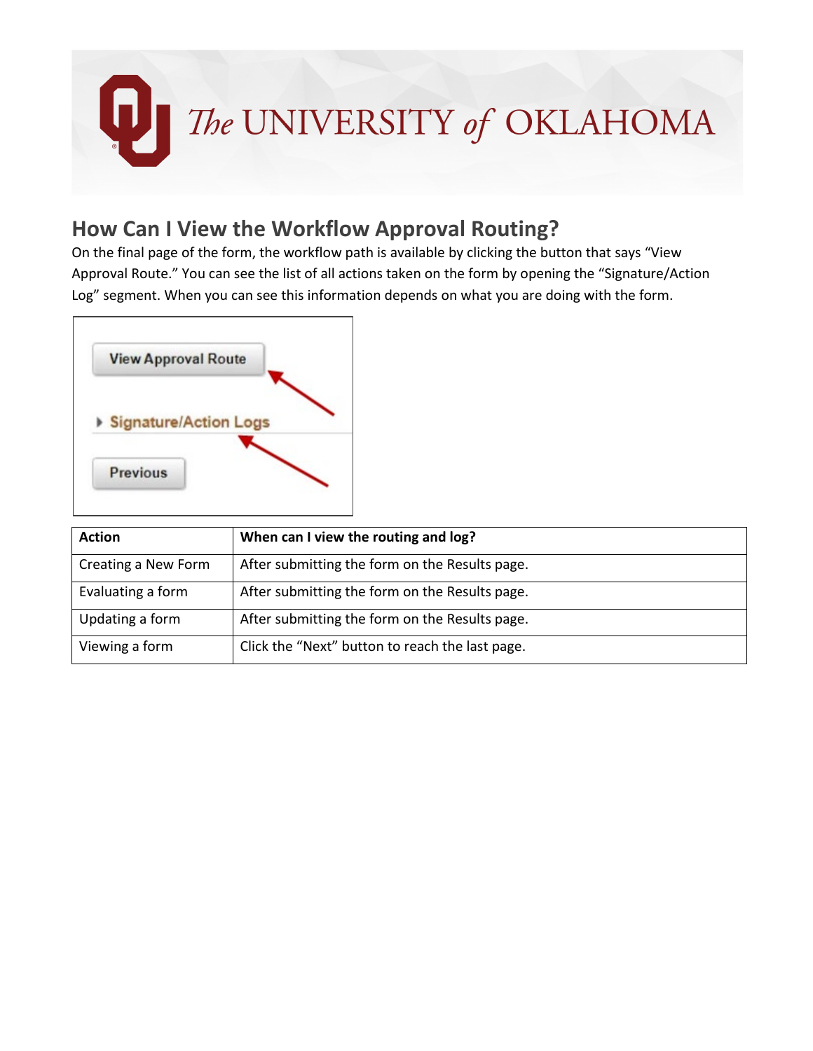# How Can I View the Workflow Approval Routing?

On the final page of the form, the workflow path is available by clicking the button that says "View Approval Route." You can see the list of all actions taken on the form by opening the "Signature/Action Log" segment. When you can see this information depends on what you are doing with the form.

| Action | When can I view the routing and log? |
|---|---|
| Creating a New Form | After submitting the form on the Results page. |
| Evaluating a form | After submitting the form on the Results page. |
| Updating a form | After submitting the form on the Results page. |
| Viewing a form | Click the "Next" button to reach the last page. |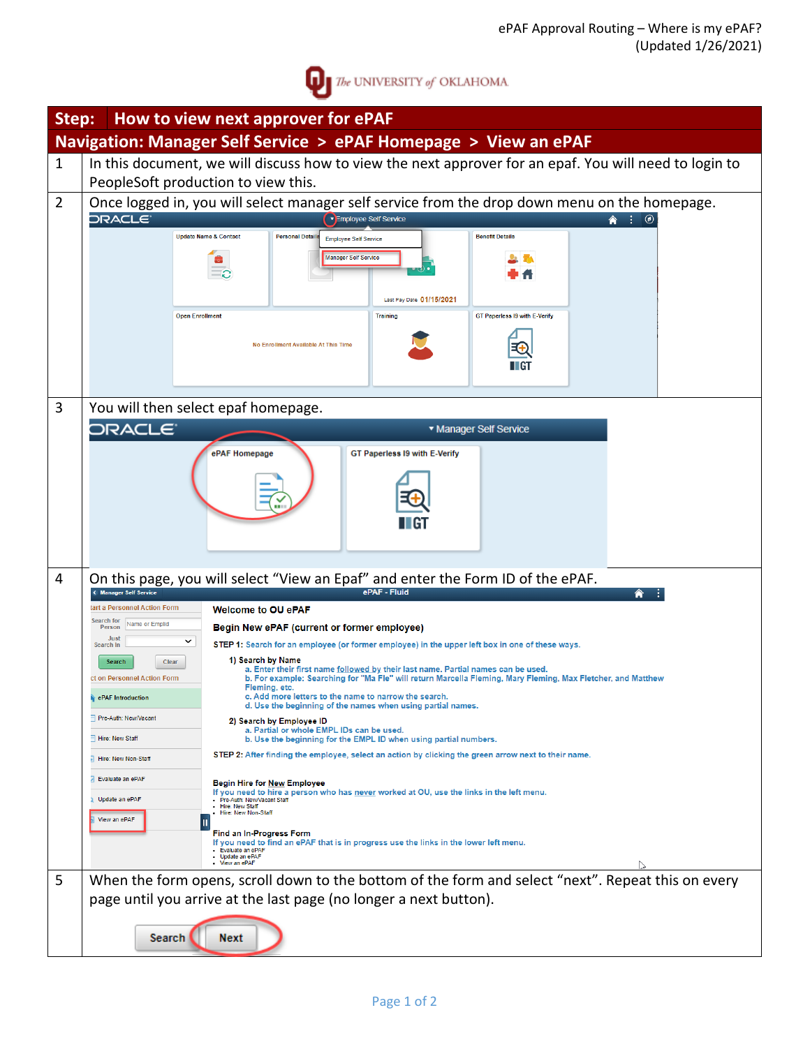ePAF Approval Routing – Where is my ePAF?
(Updated 1/26/2021)

The UNIVERSITY of OKLAHOMA

| Step: | How to view next approver for ePAF |
|---|---|
| **Navigation:** | **Manager Self Service > ePAF Homepage > View an ePAF** |
| 1 | In this document, we will discuss how to view the next approver for an epaf. You will need to login to PeopleSoft production to view this. |
| 2 | Once logged in, you will select manager self service from the drop down menu on the homepage. |
| 3 | You will then select epaf homepage. |
| 4 | On this page, you will select "View an Epaf" and enter the Form ID of the ePAF. |
| 5 | When the form opens, scroll down to the bottom of the form and select "next". Repeat this on every page until you arrive at the last page (no longer a next button). |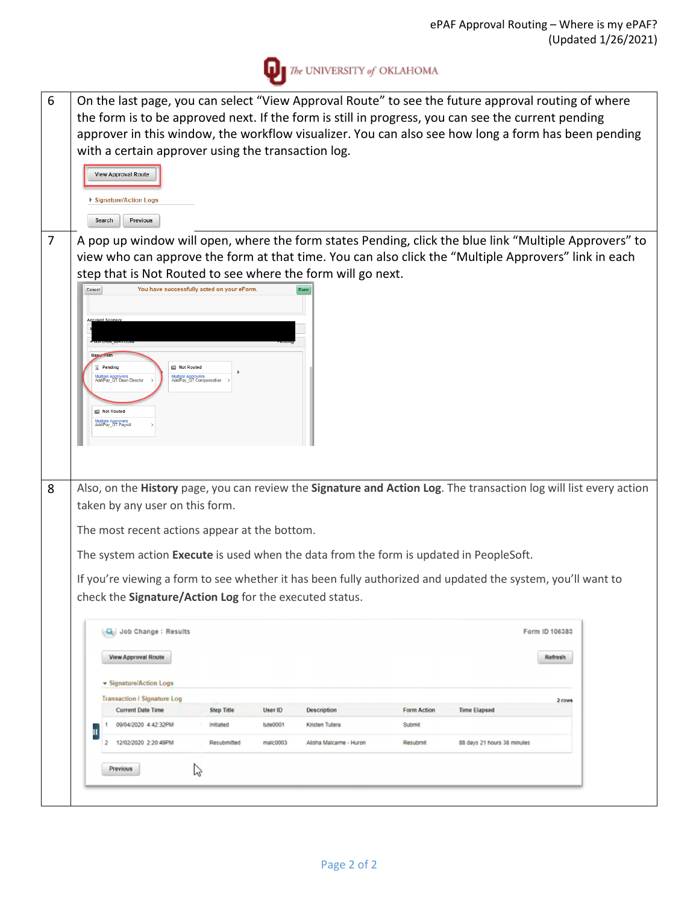| | |
|---|---|
| 6 | On the last page, you can select "View Approval Route" to see the future approval routing of where the form is to be approved next. If the form is still in progress, you can see the current pending approver in this window, the workflow visualizer. You can also see how long a form has been pending with a certain approver using the transaction log. |
| 7 | A pop up window will open, where the form states Pending, click the blue link "Multiple Approvers" to view who can approve the form at that time. You can also click the "Multiple Approvers" link in each step that is Not Routed to see where the form will go next. |
| 8 | Also, on the **History** page, you can review the **Signature and Action Log**. The transaction log will list every action taken by any user on this form.<br><br>The most recent actions appear at the bottom.<br><br>The system action **Execute** is used when the data from the form is updated in PeopleSoft.<br><br>If you're viewing a form to see whether it has been fully authorized and updated the system, you'll want to check the **Signature/Action Log** for the executed status. |